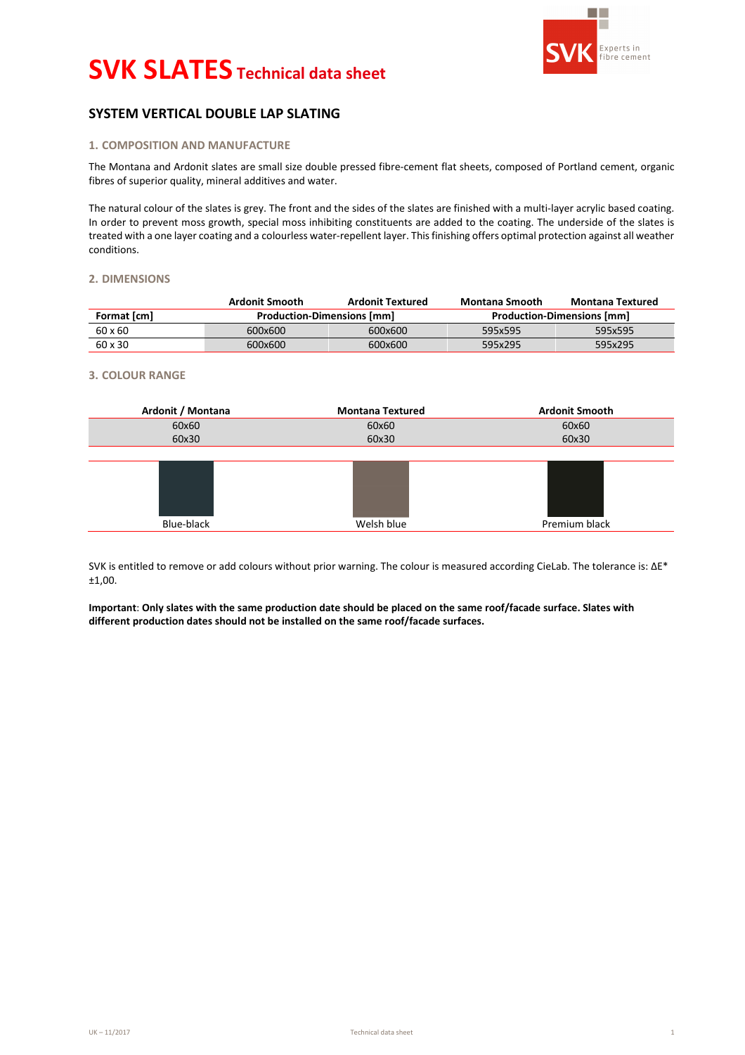# SVK SLATES Technical data sheet

## SYSTEM VERTICAL DOUBLE LAP SLATING

### 1. COMPOSITION AND MANUFACTURE

The Montana and Ardonit slates are small size double pressed fibre-cement flat sheets, composed of Portland cement, organic fibres of superior quality, mineral additives and water.

The natural colour of the slates is grey. The front and the sides of the slates are finished with a multi-layer acrylic based coating. In order to prevent moss growth, special moss inhibiting constituents are added to the coating. The underside of the slates is treated with a one layer coating and a colourless water-repellent layer. This finishing offers optimal protection against all weather conditions.

### 2. DIMENSIONS

| | Ardonit Smooth | Ardonit Textured | Montana Smooth | Montana Textured |
|---|---|---|---|---|
| **Format [cm]** | **Production-Dimensions [mm]** | | **Production-Dimensions [mm]** | |
| 60 x 60 | 600x600 | 600x600 | 595x595 | 595x595 |
| 60 x 30 | 600x600 | 600x600 | 595x295 | 595x295 |

### 3. COLOUR RANGE

| Ardonit / Montana | Montana Textured | Ardonit Smooth |
|---|---|---|
| 60x60<br>60x30 | 60x60<br>60x30 | 60x60<br>60x30 |
| Blue-black | Welsh blue | Premium black |

SVK is entitled to remove or add colours without prior warning. The colour is measured according CieLab. The tolerance is: $\Delta E^*$ ±1,00.

**Important**: **Only slates with the same production date should be placed on the same roof/facade surface. Slates with different production dates should not be installed on the same roof/facade surfaces.**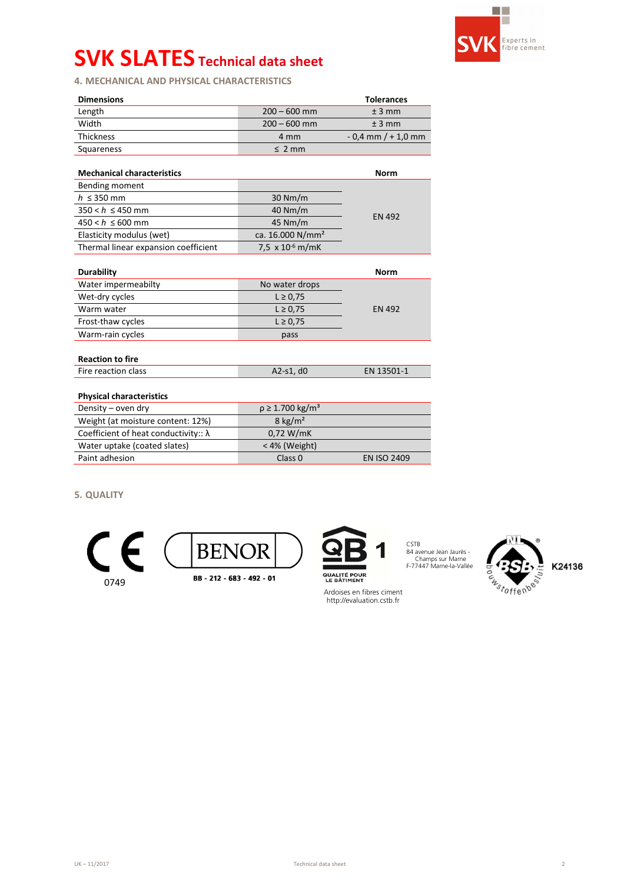# SVK SLATES Technical data sheet

## 4. MECHANICAL AND PHYSICAL CHARACTERISTICS

| Dimensions | | Tolerances |
|---|---|---|
| Length | 200 – 600 mm | ± 3 mm |
| Width | 200 – 600 mm | ± 3 mm |
| Thickness | 4 mm | - 0,4 mm / + 1,0 mm |
| Squareness | ≤ 2 mm | |

| Mechanical characteristics | | Norm |
|---|---|---|
| Bending moment | | EN 492 |
| $h$ ≤ 350 mm | 30 Nm/m | |
| 350 < $h$ ≤ 450 mm | 40 Nm/m | |
| 450 < $h$ ≤ 600 mm | 45 Nm/m | |
| Elasticity modulus (wet) | ca. 16.000 N/mm² | |
| Thermal linear expansion coefficient | 7,5 x $10^{-6}$ m/mK | |

| Durability | | Norm |
|---|---|---|
| Water impermeabilty | No water drops | EN 492 |
| Wet-dry cycles | L ≥ 0,75 | |
| Warm water | L ≥ 0,75 | |
| Frost-thaw cycles | L ≥ 0,75 | |
| Warm-rain cycles | pass | |

| Reaction to fire | | |
|---|---|---|
| Fire reaction class | A2-s1, d0 | EN 13501-1 |

| Physical characteristics | | |
|---|---|---|
| Density – oven dry | ρ ≥ 1.700 kg/m³ | |
| Weight (at moisture content: 12%) | 8 kg/m² | |
| Coefficient of heat conductivity:: λ | 0,72 W/mK | |
| Water uptake (coated slates) | < 4% (Weight) | |
| Paint adhesion | Class 0 | EN ISO 2409 |

## 5. QUALITY

CE 0749

BENOR BB - 212 - 683 - 492 - 01

QB 1 QUALITÉ POUR LE BÂTIMENT

Ardoises en fibres ciment
http://evaluation.cstb.fr

CSTB
84 avenue Jean Jaurès - Champs sur Marne
F-77447 Marne-la-Vallée

NL BSB bouwstoffenbesluit K24136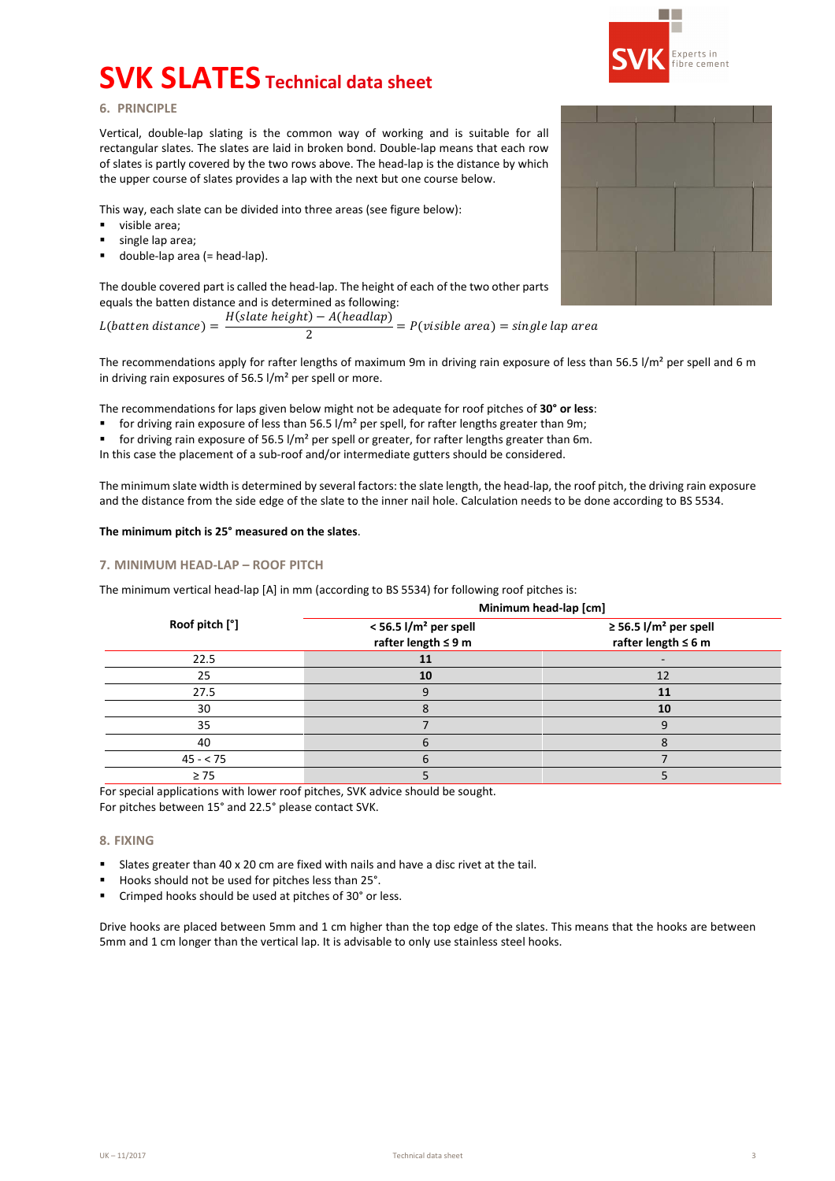# SVK SLATES Technical data sheet

## 6. PRINCIPLE

Vertical, double-lap slating is the common way of working and is suitable for all rectangular slates. The slates are laid in broken bond. Double-lap means that each row of slates is partly covered by the two rows above. The head-lap is the distance by which the upper course of slates provides a lap with the next but one course below.

This way, each slate can be divided into three areas (see figure below):

- visible area;
- single lap area;
- double-lap area (= head-lap).

The double covered part is called the head-lap. The height of each of the two other parts equals the batten distance and is determined as following:

$$L(batten\ distance) = \frac{H(slate\ height) - A(headlap)}{2} = P(visible\ area) = single\ lap\ area$$

The recommendations apply for rafter lengths of maximum 9m in driving rain exposure of less than 56.5 l/m² per spell and 6 m in driving rain exposures of 56.5 l/m² per spell or more.

The recommendations for laps given below might not be adequate for roof pitches of **30° or less**:

- for driving rain exposure of less than 56.5 l/m² per spell, for rafter lengths greater than 9m;
- for driving rain exposure of 56.5 l/m² per spell or greater, for rafter lengths greater than 6m.

In this case the placement of a sub-roof and/or intermediate gutters should be considered.

The minimum slate width is determined by several factors: the slate length, the head-lap, the roof pitch, the driving rain exposure and the distance from the side edge of the slate to the inner nail hole. Calculation needs to be done according to BS 5534.

**The minimum pitch is 25° measured on the slates**.

## 7. MINIMUM HEAD-LAP – ROOF PITCH

The minimum vertical head-lap [A] in mm (according to BS 5534) for following roof pitches is:

| Roof pitch [°] | Minimum head-lap [cm] | |
|---|---|---|
| | **< 56.5 l/m² per spell rafter length ≤ 9 m** | **≥ 56.5 l/m² per spell rafter length ≤ 6 m** |
| 22.5 | **11** | - |
| 25 | **10** | 12 |
| 27.5 | 9 | **11** |
| 30 | 8 | **10** |
| 35 | 7 | 9 |
| 40 | 6 | 8 |
| 45 - < 75 | 6 | 7 |
| ≥ 75 | 5 | 5 |

For special applications with lower roof pitches, SVK advice should be sought.
For pitches between 15° and 22.5° please contact SVK.

## 8. FIXING

- Slates greater than 40 x 20 cm are fixed with nails and have a disc rivet at the tail.
- Hooks should not be used for pitches less than 25°.
- Crimped hooks should be used at pitches of 30° or less.

Drive hooks are placed between 5mm and 1 cm higher than the top edge of the slates. This means that the hooks are between 5mm and 1 cm longer than the vertical lap. It is advisable to only use stainless steel hooks.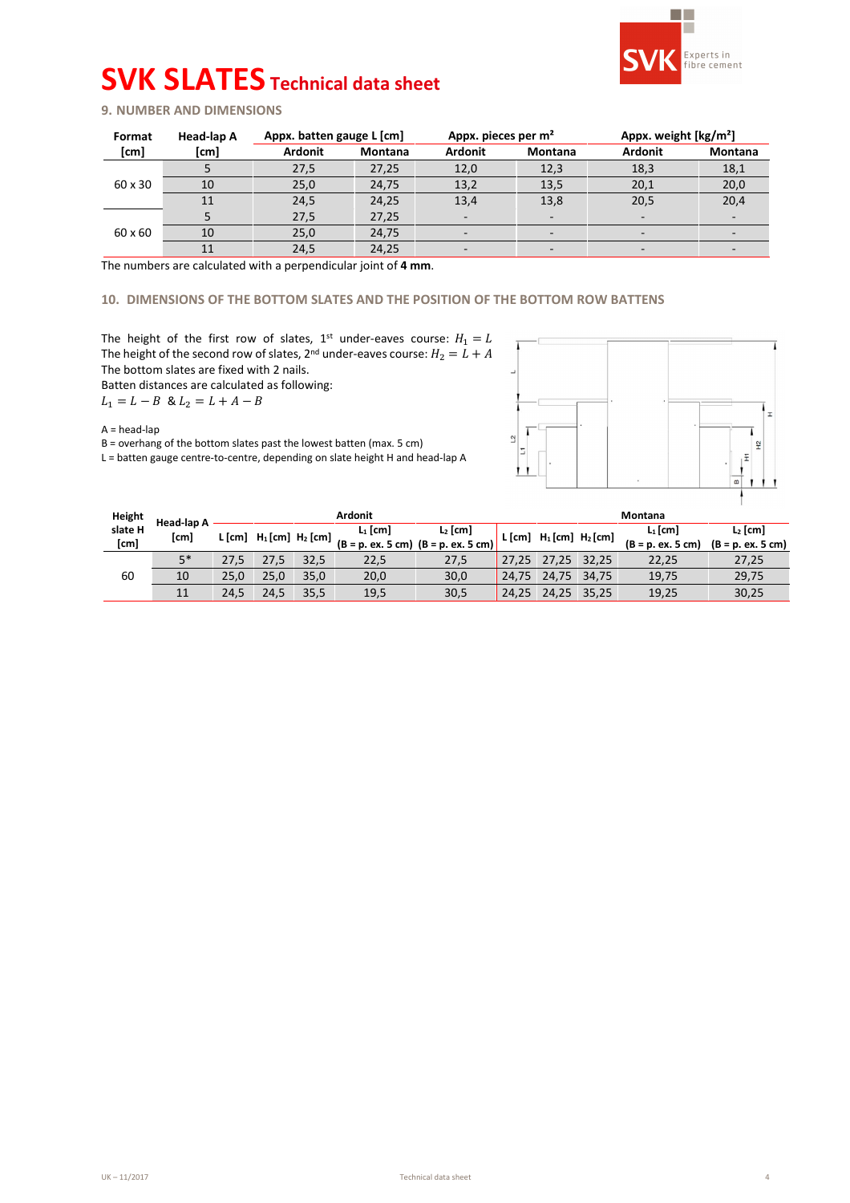# SVK SLATES Technical data sheet

## 9. NUMBER AND DIMENSIONS

| Format [cm] | Head-lap A [cm] | Appx. batten gauge L [cm] | | Appx. pieces per m² | | Appx. weight [kg/m²] | |
|---|---|---|---|---|---|---|---|
| | | Ardonit | Montana | Ardonit | Montana | Ardonit | Montana |
| 60 x 30 | 5 | 27,5 | 27,25 | 12,0 | 12,3 | 18,3 | 18,1 |
| | 10 | 25,0 | 24,75 | 13,2 | 13,5 | 20,1 | 20,0 |
| | 11 | 24,5 | 24,25 | 13,4 | 13,8 | 20,5 | 20,4 |
| 60 x 60 | 5 | 27,5 | 27,25 | - | - | - | - |
| | 10 | 25,0 | 24,75 | - | - | - | - |
| | 11 | 24,5 | 24,25 | - | - | - | - |

The numbers are calculated with a perpendicular joint of **4 mm**.

## 10. DIMENSIONS OF THE BOTTOM SLATES AND THE POSITION OF THE BOTTOM ROW BATTENS

The height of the first row of slates, 1st under-eaves course: $H_1 = L$
The height of the second row of slates, 2nd under-eaves course: $H_2 = L + A$
The bottom slates are fixed with 2 nails.
Batten distances are calculated as following:
$L_1 = L - B$ & $L_2 = L + A - B$

A = head-lap
B = overhang of the bottom slates past the lowest batten (max. 5 cm)
L = batten gauge centre-to-centre, depending on slate height H and head-lap A

L
L2
L1
H
H2
H1
B

| Height slate H [cm] | Head-lap A [cm] | Ardonit | | | | | Montana | | | | |
|---|---|---|---|---|---|---|---|---|---|---|---|
| | | L [cm] | $H_1$ [cm] | $H_2$ [cm] | $L_1$ [cm] (B = p. ex. 5 cm) | $L_2$ [cm] (B = p. ex. 5 cm) | L [cm] | $H_1$ [cm] | $H_2$ [cm] | $L_1$ [cm] (B = p. ex. 5 cm) | $L_2$ [cm] (B = p. ex. 5 cm) |
| 60 | 5* | 27,5 | 27,5 | 32,5 | 22,5 | 27,5 | 27,25 | 27,25 | 32,25 | 22,25 | 27,25 |
| | 10 | 25,0 | 25,0 | 35,0 | 20,0 | 30,0 | 24,75 | 24,75 | 34,75 | 19,75 | 29,75 |
| | 11 | 24,5 | 24,5 | 35,5 | 19,5 | 30,5 | 24,25 | 24,25 | 35,25 | 19,25 | 30,25 |